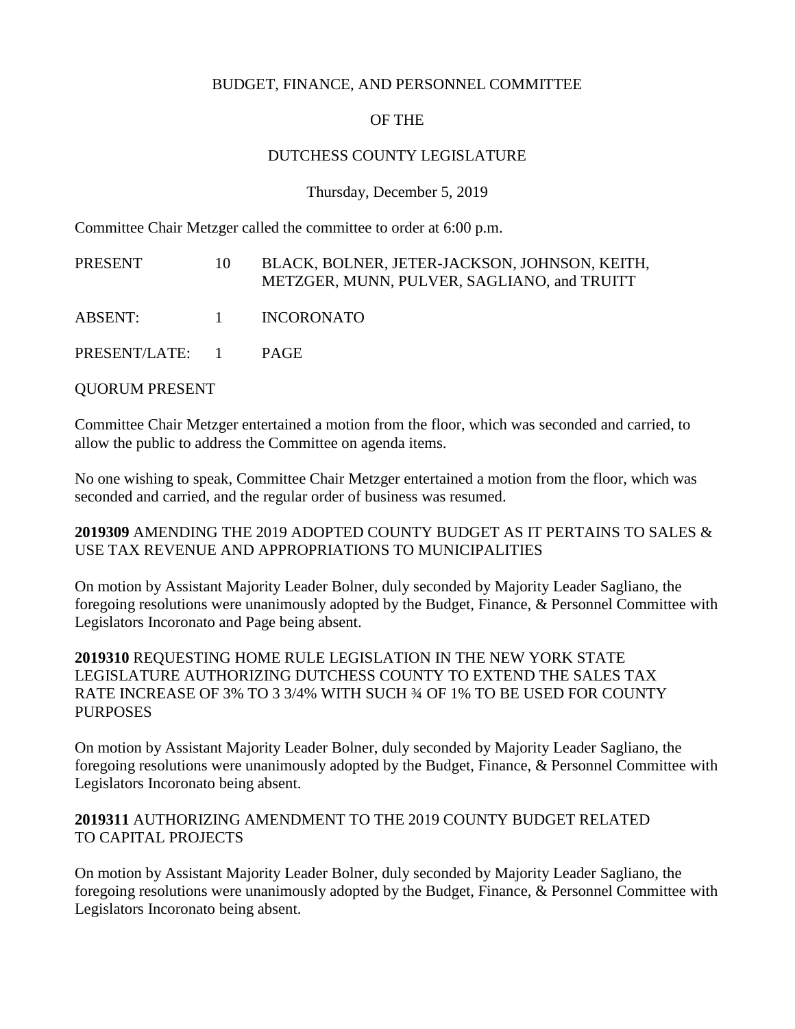BUDGET, FINANCE, AND PERSONNEL COMMITTEE

OF THE

DUTCHESS COUNTY LEGISLATURE

Thursday, December 5, 2019

Committee Chair Metzger called the committee to order at 6:00 p.m.

| | | |
|---|---|---|
| PRESENT | 10 | BLACK, BOLNER, JETER-JACKSON, JOHNSON, KEITH, METZGER, MUNN, PULVER, SAGLIANO, and TRUITT |
| ABSENT: | 1 | INCORONATO |
| PRESENT/LATE: | 1 | PAGE |

QUORUM PRESENT

Committee Chair Metzger entertained a motion from the floor, which was seconded and carried, to allow the public to address the Committee on agenda items.

No one wishing to speak, Committee Chair Metzger entertained a motion from the floor, which was seconded and carried, and the regular order of business was resumed.

**2019309** AMENDING THE 2019 ADOPTED COUNTY BUDGET AS IT PERTAINS TO SALES & USE TAX REVENUE AND APPROPRIATIONS TO MUNICIPALITIES

On motion by Assistant Majority Leader Bolner, duly seconded by Majority Leader Sagliano, the foregoing resolutions were unanimously adopted by the Budget, Finance, & Personnel Committee with Legislators Incoronato and Page being absent.

**2019310** REQUESTING HOME RULE LEGISLATION IN THE NEW YORK STATE LEGISLATURE AUTHORIZING DUTCHESS COUNTY TO EXTEND THE SALES TAX RATE INCREASE OF 3% TO 3 3/4% WITH SUCH ¾ OF 1% TO BE USED FOR COUNTY PURPOSES

On motion by Assistant Majority Leader Bolner, duly seconded by Majority Leader Sagliano, the foregoing resolutions were unanimously adopted by the Budget, Finance, & Personnel Committee with Legislators Incoronato being absent.

**2019311** AUTHORIZING AMENDMENT TO THE 2019 COUNTY BUDGET RELATED TO CAPITAL PROJECTS

On motion by Assistant Majority Leader Bolner, duly seconded by Majority Leader Sagliano, the foregoing resolutions were unanimously adopted by the Budget, Finance, & Personnel Committee with Legislators Incoronato being absent.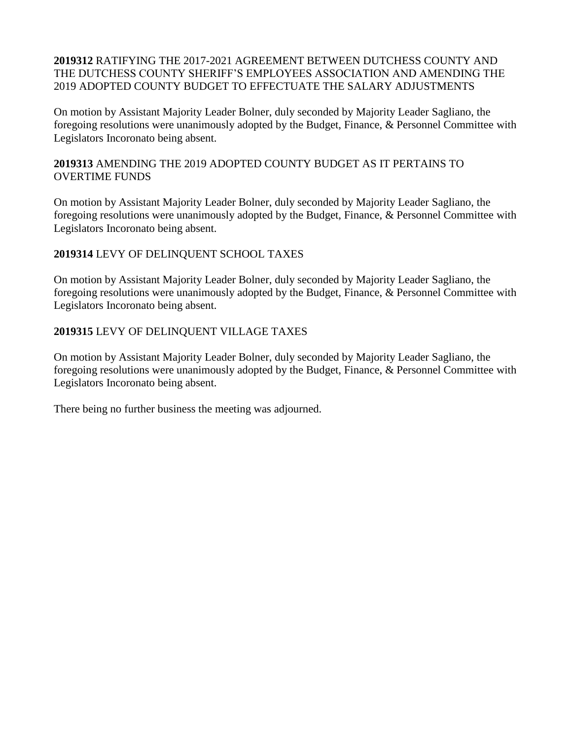**2019312** RATIFYING THE 2017-2021 AGREEMENT BETWEEN DUTCHESS COUNTY AND THE DUTCHESS COUNTY SHERIFF'S EMPLOYEES ASSOCIATION AND AMENDING THE 2019 ADOPTED COUNTY BUDGET TO EFFECTUATE THE SALARY ADJUSTMENTS

On motion by Assistant Majority Leader Bolner, duly seconded by Majority Leader Sagliano, the foregoing resolutions were unanimously adopted by the Budget, Finance, & Personnel Committee with Legislators Incoronato being absent.

**2019313** AMENDING THE 2019 ADOPTED COUNTY BUDGET AS IT PERTAINS TO OVERTIME FUNDS

On motion by Assistant Majority Leader Bolner, duly seconded by Majority Leader Sagliano, the foregoing resolutions were unanimously adopted by the Budget, Finance, & Personnel Committee with Legislators Incoronato being absent.

**2019314** LEVY OF DELINQUENT SCHOOL TAXES

On motion by Assistant Majority Leader Bolner, duly seconded by Majority Leader Sagliano, the foregoing resolutions were unanimously adopted by the Budget, Finance, & Personnel Committee with Legislators Incoronato being absent.

**2019315** LEVY OF DELINQUENT VILLAGE TAXES

On motion by Assistant Majority Leader Bolner, duly seconded by Majority Leader Sagliano, the foregoing resolutions were unanimously adopted by the Budget, Finance, & Personnel Committee with Legislators Incoronato being absent.

There being no further business the meeting was adjourned.